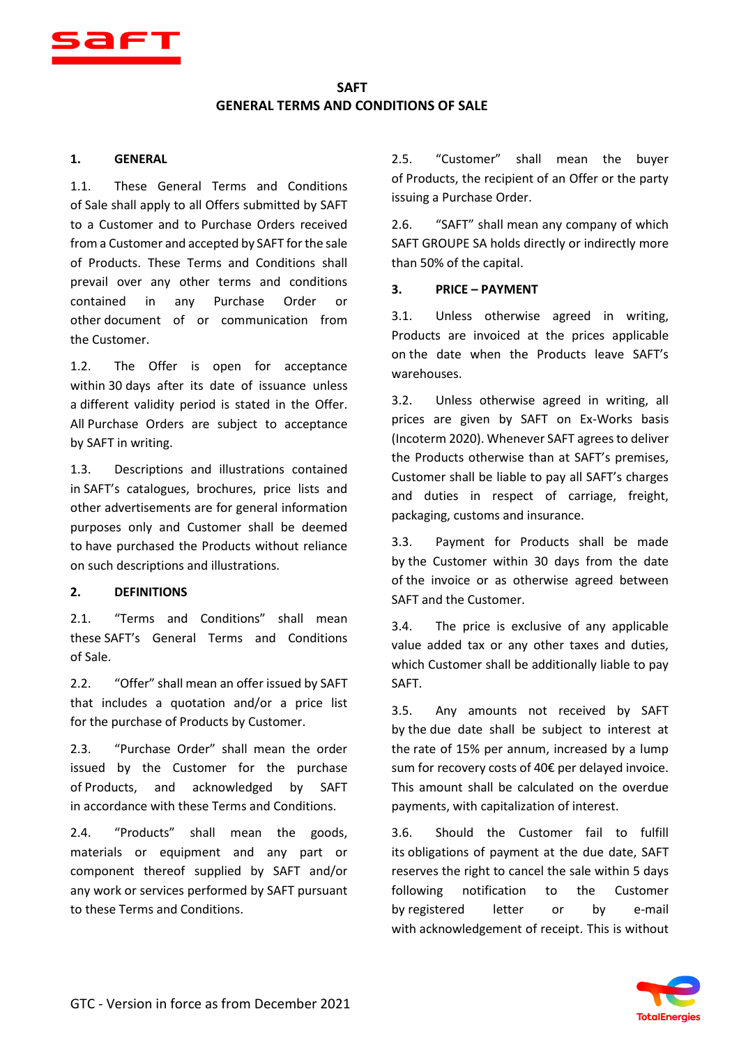# SAFT
# GENERAL TERMS AND CONDITIONS OF SALE

## 1. GENERAL

1.1. These General Terms and Conditions of Sale shall apply to all Offers submitted by SAFT to a Customer and to Purchase Orders received from a Customer and accepted by SAFT for the sale of Products. These Terms and Conditions shall prevail over any other terms and conditions contained in any Purchase Order or other document of or communication from the Customer.

1.2. The Offer is open for acceptance within 30 days after its date of issuance unless a different validity period is stated in the Offer. All Purchase Orders are subject to acceptance by SAFT in writing.

1.3. Descriptions and illustrations contained in SAFT's catalogues, brochures, price lists and other advertisements are for general information purposes only and Customer shall be deemed to have purchased the Products without reliance on such descriptions and illustrations.

## 2. DEFINITIONS

2.1. "Terms and Conditions" shall mean these SAFT's General Terms and Conditions of Sale.

2.2. "Offer" shall mean an offer issued by SAFT that includes a quotation and/or a price list for the purchase of Products by Customer.

2.3. "Purchase Order" shall mean the order issued by the Customer for the purchase of Products, and acknowledged by SAFT in accordance with these Terms and Conditions.

2.4. "Products" shall mean the goods, materials or equipment and any part or component thereof supplied by SAFT and/or any work or services performed by SAFT pursuant to these Terms and Conditions.

2.5. "Customer" shall mean the buyer of Products, the recipient of an Offer or the party issuing a Purchase Order.

2.6. "SAFT" shall mean any company of which SAFT GROUPE SA holds directly or indirectly more than 50% of the capital.

## 3. PRICE – PAYMENT

3.1. Unless otherwise agreed in writing, Products are invoiced at the prices applicable on the date when the Products leave SAFT's warehouses.

3.2. Unless otherwise agreed in writing, all prices are given by SAFT on Ex-Works basis (Incoterm 2020). Whenever SAFT agrees to deliver the Products otherwise than at SAFT's premises, Customer shall be liable to pay all SAFT's charges and duties in respect of carriage, freight, packaging, customs and insurance.

3.3. Payment for Products shall be made by the Customer within 30 days from the date of the invoice or as otherwise agreed between SAFT and the Customer.

3.4. The price is exclusive of any applicable value added tax or any other taxes and duties, which Customer shall be additionally liable to pay SAFT.

3.5. Any amounts not received by SAFT by the due date shall be subject to interest at the rate of 15% per annum, increased by a lump sum for recovery costs of 40€ per delayed invoice. This amount shall be calculated on the overdue payments, with capitalization of interest.

3.6. Should the Customer fail to fulfill its obligations of payment at the due date, SAFT reserves the right to cancel the sale within 5 days following notification to the Customer by registered letter or by e-mail with acknowledgement of receipt. This is without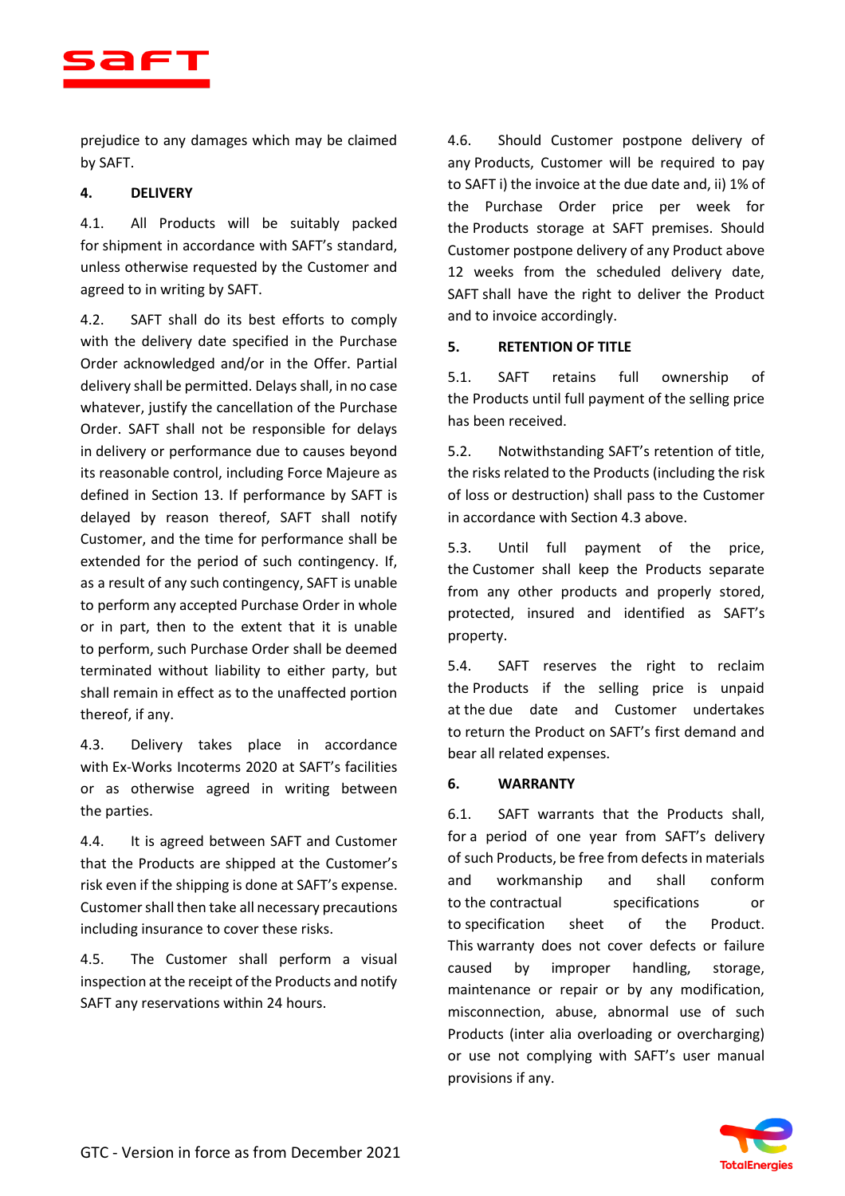prejudice to any damages which may be claimed by SAFT.

## 4. DELIVERY

4.1. All Products will be suitably packed for shipment in accordance with SAFT's standard, unless otherwise requested by the Customer and agreed to in writing by SAFT.

4.2. SAFT shall do its best efforts to comply with the delivery date specified in the Purchase Order acknowledged and/or in the Offer. Partial delivery shall be permitted. Delays shall, in no case whatever, justify the cancellation of the Purchase Order. SAFT shall not be responsible for delays in delivery or performance due to causes beyond its reasonable control, including Force Majeure as defined in Section 13. If performance by SAFT is delayed by reason thereof, SAFT shall notify Customer, and the time for performance shall be extended for the period of such contingency. If, as a result of any such contingency, SAFT is unable to perform any accepted Purchase Order in whole or in part, then to the extent that it is unable to perform, such Purchase Order shall be deemed terminated without liability to either party, but shall remain in effect as to the unaffected portion thereof, if any.

4.3. Delivery takes place in accordance with Ex-Works Incoterms 2020 at SAFT's facilities or as otherwise agreed in writing between the parties.

4.4. It is agreed between SAFT and Customer that the Products are shipped at the Customer's risk even if the shipping is done at SAFT's expense. Customer shall then take all necessary precautions including insurance to cover these risks.

4.5. The Customer shall perform a visual inspection at the receipt of the Products and notify SAFT any reservations within 24 hours.

4.6. Should Customer postpone delivery of any Products, Customer will be required to pay to SAFT i) the invoice at the due date and, ii) 1% of the Purchase Order price per week for the Products storage at SAFT premises. Should Customer postpone delivery of any Product above 12 weeks from the scheduled delivery date, SAFT shall have the right to deliver the Product and to invoice accordingly.

## 5. RETENTION OF TITLE

5.1. SAFT retains full ownership of the Products until full payment of the selling price has been received.

5.2. Notwithstanding SAFT's retention of title, the risks related to the Products (including the risk of loss or destruction) shall pass to the Customer in accordance with Section 4.3 above.

5.3. Until full payment of the price, the Customer shall keep the Products separate from any other products and properly stored, protected, insured and identified as SAFT's property.

5.4. SAFT reserves the right to reclaim the Products if the selling price is unpaid at the due date and Customer undertakes to return the Product on SAFT's first demand and bear all related expenses.

## 6. WARRANTY

6.1. SAFT warrants that the Products shall, for a period of one year from SAFT's delivery of such Products, be free from defects in materials and workmanship and shall conform to the contractual specifications or to specification sheet of the Product. This warranty does not cover defects or failure caused by improper handling, storage, maintenance or repair or by any modification, misconnection, abuse, abnormal use of such Products (inter alia overloading or overcharging) or use not complying with SAFT's user manual provisions if any.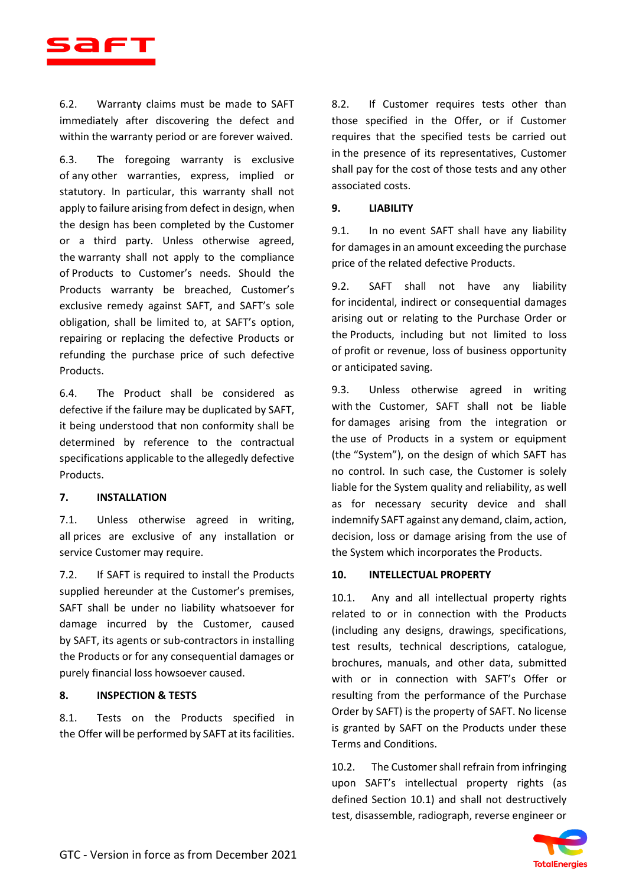6.2. Warranty claims must be made to SAFT immediately after discovering the defect and within the warranty period or are forever waived.

6.3. The foregoing warranty is exclusive of any other warranties, express, implied or statutory. In particular, this warranty shall not apply to failure arising from defect in design, when the design has been completed by the Customer or a third party. Unless otherwise agreed, the warranty shall not apply to the compliance of Products to Customer's needs. Should the Products warranty be breached, Customer's exclusive remedy against SAFT, and SAFT's sole obligation, shall be limited to, at SAFT's option, repairing or replacing the defective Products or refunding the purchase price of such defective Products.

6.4. The Product shall be considered as defective if the failure may be duplicated by SAFT, it being understood that non conformity shall be determined by reference to the contractual specifications applicable to the allegedly defective Products.

## 7. INSTALLATION

7.1. Unless otherwise agreed in writing, all prices are exclusive of any installation or service Customer may require.

7.2. If SAFT is required to install the Products supplied hereunder at the Customer's premises, SAFT shall be under no liability whatsoever for damage incurred by the Customer, caused by SAFT, its agents or sub-contractors in installing the Products or for any consequential damages or purely financial loss howsoever caused.

## 8. INSPECTION & TESTS

8.1. Tests on the Products specified in the Offer will be performed by SAFT at its facilities.

8.2. If Customer requires tests other than those specified in the Offer, or if Customer requires that the specified tests be carried out in the presence of its representatives, Customer shall pay for the cost of those tests and any other associated costs.

## 9. LIABILITY

9.1. In no event SAFT shall have any liability for damages in an amount exceeding the purchase price of the related defective Products.

9.2. SAFT shall not have any liability for incidental, indirect or consequential damages arising out or relating to the Purchase Order or the Products, including but not limited to loss of profit or revenue, loss of business opportunity or anticipated saving.

9.3. Unless otherwise agreed in writing with the Customer, SAFT shall not be liable for damages arising from the integration or the use of Products in a system or equipment (the "System"), on the design of which SAFT has no control. In such case, the Customer is solely liable for the System quality and reliability, as well as for necessary security device and shall indemnify SAFT against any demand, claim, action, decision, loss or damage arising from the use of the System which incorporates the Products.

## 10. INTELLECTUAL PROPERTY

10.1. Any and all intellectual property rights related to or in connection with the Products (including any designs, drawings, specifications, test results, technical descriptions, catalogue, brochures, manuals, and other data, submitted with or in connection with SAFT's Offer or resulting from the performance of the Purchase Order by SAFT) is the property of SAFT. No license is granted by SAFT on the Products under these Terms and Conditions.

10.2. The Customer shall refrain from infringing upon SAFT's intellectual property rights (as defined Section 10.1) and shall not destructively test, disassemble, radiograph, reverse engineer or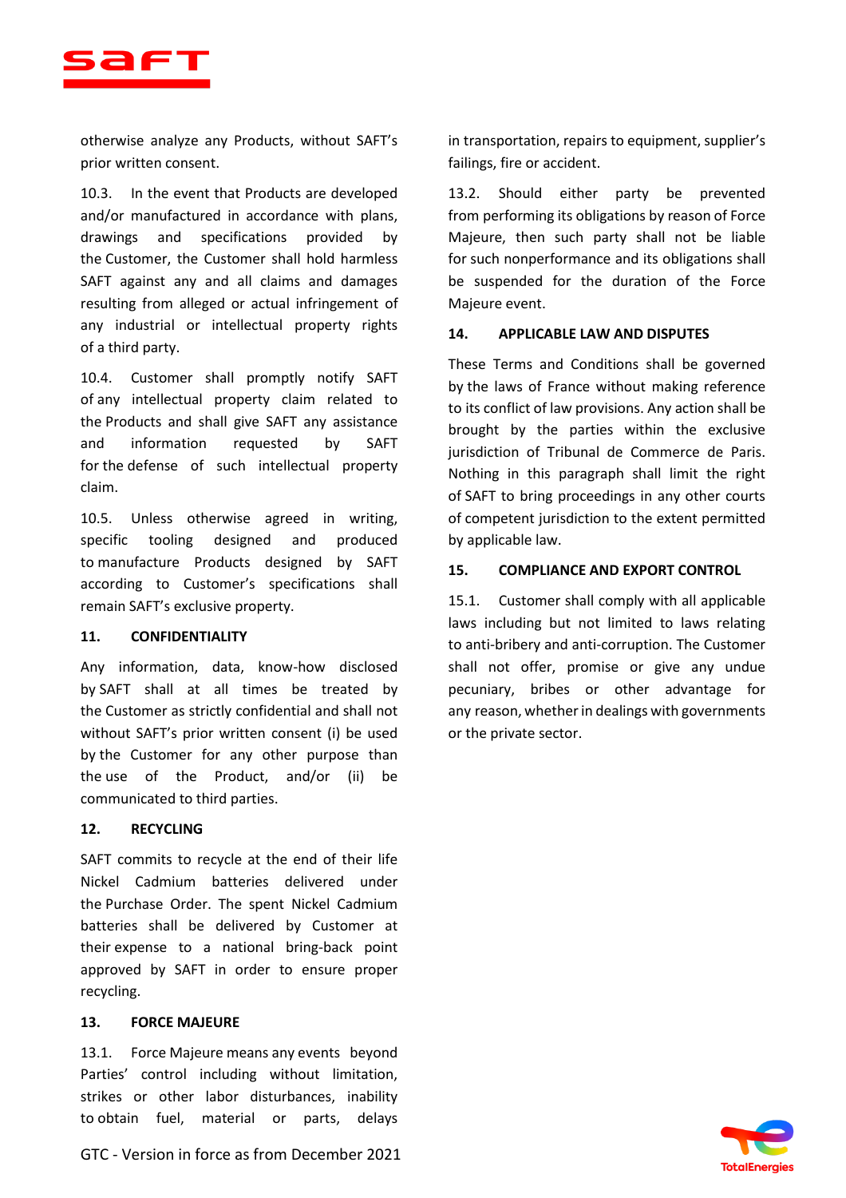otherwise analyze any Products, without SAFT's prior written consent.

10.3. In the event that Products are developed and/or manufactured in accordance with plans, drawings and specifications provided by the Customer, the Customer shall hold harmless SAFT against any and all claims and damages resulting from alleged or actual infringement of any industrial or intellectual property rights of a third party.

10.4. Customer shall promptly notify SAFT of any intellectual property claim related to the Products and shall give SAFT any assistance and information requested by SAFT for the defense of such intellectual property claim.

10.5. Unless otherwise agreed in writing, specific tooling designed and produced to manufacture Products designed by SAFT according to Customer's specifications shall remain SAFT's exclusive property.

## 11. CONFIDENTIALITY

Any information, data, know-how disclosed by SAFT shall at all times be treated by the Customer as strictly confidential and shall not without SAFT's prior written consent (i) be used by the Customer for any other purpose than the use of the Product, and/or (ii) be communicated to third parties.

## 12. RECYCLING

SAFT commits to recycle at the end of their life Nickel Cadmium batteries delivered under the Purchase Order. The spent Nickel Cadmium batteries shall be delivered by Customer at their expense to a national bring-back point approved by SAFT in order to ensure proper recycling.

## 13. FORCE MAJEURE

13.1. Force Majeure means any events beyond Parties' control including without limitation, strikes or other labor disturbances, inability to obtain fuel, material or parts, delays in transportation, repairs to equipment, supplier's failings, fire or accident.

13.2. Should either party be prevented from performing its obligations by reason of Force Majeure, then such party shall not be liable for such nonperformance and its obligations shall be suspended for the duration of the Force Majeure event.

## 14. APPLICABLE LAW AND DISPUTES

These Terms and Conditions shall be governed by the laws of France without making reference to its conflict of law provisions. Any action shall be brought by the parties within the exclusive jurisdiction of Tribunal de Commerce de Paris. Nothing in this paragraph shall limit the right of SAFT to bring proceedings in any other courts of competent jurisdiction to the extent permitted by applicable law.

## 15. COMPLIANCE AND EXPORT CONTROL

15.1. Customer shall comply with all applicable laws including but not limited to laws relating to anti-bribery and anti-corruption. The Customer shall not offer, promise or give any undue pecuniary, bribes or other advantage for any reason, whether in dealings with governments or the private sector.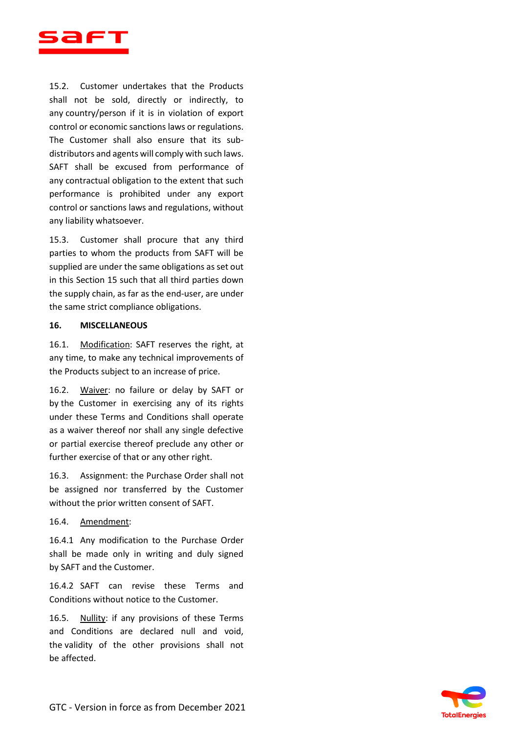15.2. Customer undertakes that the Products shall not be sold, directly or indirectly, to any country/person if it is in violation of export control or economic sanctions laws or regulations. The Customer shall also ensure that its sub-distributors and agents will comply with such laws. SAFT shall be excused from performance of any contractual obligation to the extent that such performance is prohibited under any export control or sanctions laws and regulations, without any liability whatsoever.

15.3. Customer shall procure that any third parties to whom the products from SAFT will be supplied are under the same obligations as set out in this Section 15 such that all third parties down the supply chain, as far as the end-user, are under the same strict compliance obligations.

## 16. MISCELLANEOUS

16.1. Modification: SAFT reserves the right, at any time, to make any technical improvements of the Products subject to an increase of price.

16.2. Waiver: no failure or delay by SAFT or by the Customer in exercising any of its rights under these Terms and Conditions shall operate as a waiver thereof nor shall any single defective or partial exercise thereof preclude any other or further exercise of that or any other right.

16.3. Assignment: the Purchase Order shall not be assigned nor transferred by the Customer without the prior written consent of SAFT.

16.4. Amendment:

16.4.1 Any modification to the Purchase Order shall be made only in writing and duly signed by SAFT and the Customer.

16.4.2 SAFT can revise these Terms and Conditions without notice to the Customer.

16.5. Nullity: if any provisions of these Terms and Conditions are declared null and void, the validity of the other provisions shall not be affected.